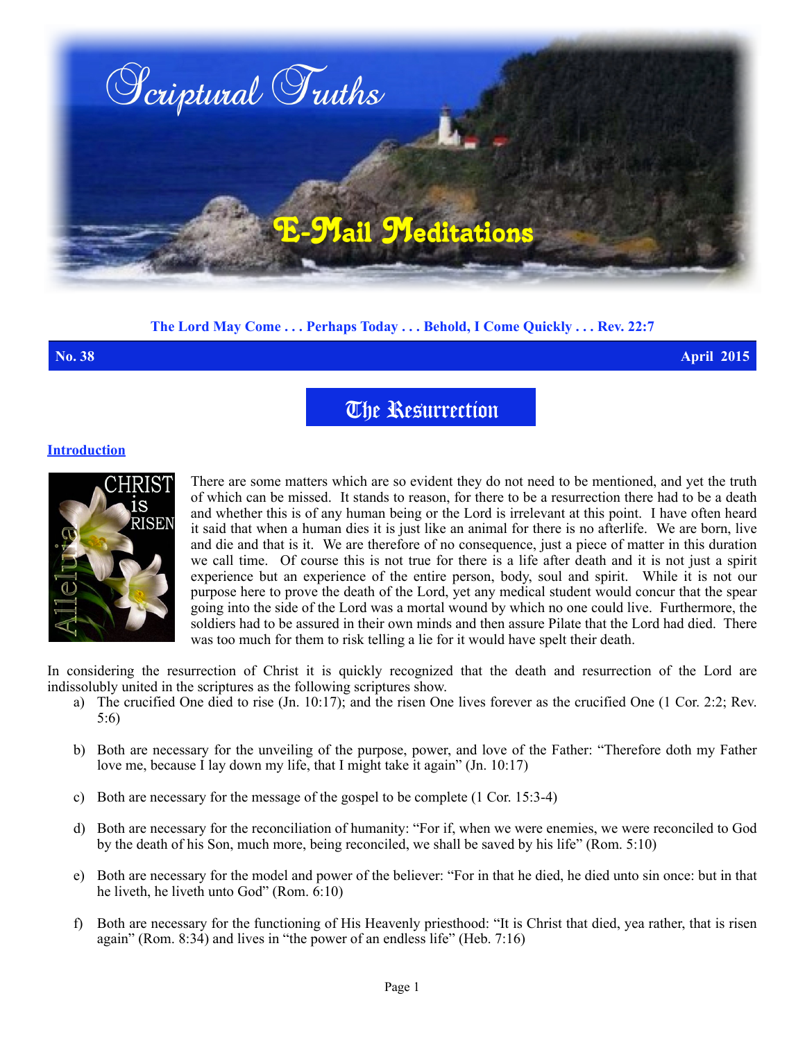# Scriptural Truths

## E-Mail Meditations

**The Lord May Come . . . Perhaps Today . . . Behold, I Come Quickly . . . Rev. 22:7**

**No. 38** **April 2015**

# The Resurrection

### Introduction

There are some matters which are so evident they do not need to be mentioned, and yet the truth of which can be missed. It stands to reason, for there to be a resurrection there had to be a death and whether this is of any human being or the Lord is irrelevant at this point. I have often heard it said that when a human dies it is just like an animal for there is no afterlife. We are born, live and die and that is it. We are therefore of no consequence, just a piece of matter in this duration we call time. Of course this is not true for there is a life after death and it is not just a spirit experience but an experience of the entire person, body, soul and spirit. While it is not our purpose here to prove the death of the Lord, yet any medical student would concur that the spear going into the side of the Lord was a mortal wound by which no one could live. Furthermore, the soldiers had to be assured in their own minds and then assure Pilate that the Lord had died. There was too much for them to risk telling a lie for it would have spelt their death.

In considering the resurrection of Christ it is quickly recognized that the death and resurrection of the Lord are indissolubly united in the scriptures as the following scriptures show.

a) The crucified One died to rise (Jn. 10:17); and the risen One lives forever as the crucified One (1 Cor. 2:2; Rev. 5:6)

b) Both are necessary for the unveiling of the purpose, power, and love of the Father: "Therefore doth my Father love me, because I lay down my life, that I might take it again" (Jn. 10:17)

c) Both are necessary for the message of the gospel to be complete (1 Cor. 15:3-4)

d) Both are necessary for the reconciliation of humanity: "For if, when we were enemies, we were reconciled to God by the death of his Son, much more, being reconciled, we shall be saved by his life" (Rom. 5:10)

e) Both are necessary for the model and power of the believer: "For in that he died, he died unto sin once: but in that he liveth, he liveth unto God" (Rom. 6:10)

f) Both are necessary for the functioning of His Heavenly priesthood: "It is Christ that died, yea rather, that is risen again" (Rom. 8:34) and lives in "the power of an endless life" (Heb. 7:16)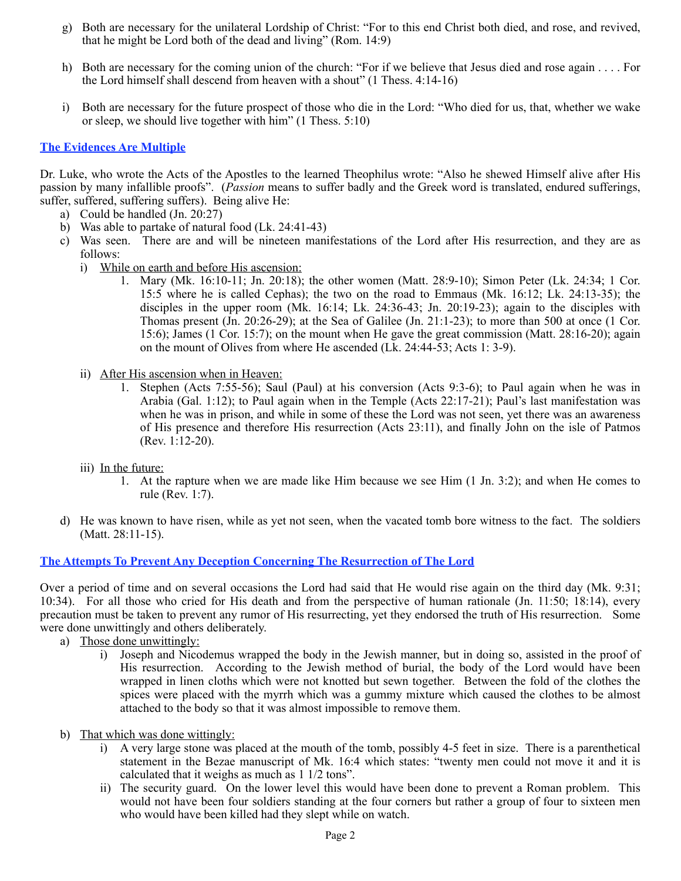g) Both are necessary for the unilateral Lordship of Christ: "For to this end Christ both died, and rose, and revived, that he might be Lord both of the dead and living" (Rom. 14:9)

h) Both are necessary for the coming union of the church: "For if we believe that Jesus died and rose again . . . . For the Lord himself shall descend from heaven with a shout" (1 Thess. 4:14-16)

i) Both are necessary for the future prospect of those who die in the Lord: "Who died for us, that, whether we wake or sleep, we should live together with him" (1 Thess. 5:10)

## **The Evidences Are Multiple**

Dr. Luke, who wrote the Acts of the Apostles to the learned Theophilus wrote: "Also he shewed Himself alive after His passion by many infallible proofs". (*Passion* means to suffer badly and the Greek word is translated, endured sufferings, suffer, suffered, suffering suffers). Being alive He:

a) Could be handled (Jn. 20:27)
b) Was able to partake of natural food (Lk. 24:41-43)
c) Was seen. There are and will be nineteen manifestations of the Lord after His resurrection, and they are as follows:
   i) <u>While on earth and before His ascension:</u>
      1. Mary (Mk. 16:10-11; Jn. 20:18); the other women (Matt. 28:9-10); Simon Peter (Lk. 24:34; 1 Cor. 15:5 where he is called Cephas); the two on the road to Emmaus (Mk. 16:12; Lk. 24:13-35); the disciples in the upper room (Mk. 16:14; Lk. 24:36-43; Jn. 20:19-23); again to the disciples with Thomas present (Jn. 20:26-29); at the Sea of Galilee (Jn. 21:1-23); to more than 500 at once (1 Cor. 15:6); James (1 Cor. 15:7); on the mount when He gave the great commission (Matt. 28:16-20); again on the mount of Olives from where He ascended (Lk. 24:44-53; Acts 1: 3-9).

   ii) <u>After His ascension when in Heaven:</u>
      1. Stephen (Acts 7:55-56); Saul (Paul) at his conversion (Acts 9:3-6); to Paul again when he was in Arabia (Gal. 1:12); to Paul again when in the Temple (Acts 22:17-21); Paul's last manifestation was when he was in prison, and while in some of these the Lord was not seen, yet there was an awareness of His presence and therefore His resurrection (Acts 23:11), and finally John on the isle of Patmos (Rev. 1:12-20).

   iii) <u>In the future:</u>
      1. At the rapture when we are made like Him because we see Him (1 Jn. 3:2); and when He comes to rule (Rev. 1:7).

d) He was known to have risen, while as yet not seen, when the vacated tomb bore witness to the fact. The soldiers (Matt. 28:11-15).

## **The Attempts To Prevent Any Deception Concerning The Resurrection of The Lord**

Over a period of time and on several occasions the Lord had said that He would rise again on the third day (Mk. 9:31; 10:34). For all those who cried for His death and from the perspective of human rationale (Jn. 11:50; 18:14), every precaution must be taken to prevent any rumor of His resurrecting, yet they endorsed the truth of His resurrection. Some were done unwittingly and others deliberately.

a) <u>Those done unwittingly:</u>
   i) Joseph and Nicodemus wrapped the body in the Jewish manner, but in doing so, assisted in the proof of His resurrection. According to the Jewish method of burial, the body of the Lord would have been wrapped in linen cloths which were not knotted but sewn together. Between the fold of the clothes the spices were placed with the myrrh which was a gummy mixture which caused the clothes to be almost attached to the body so that it was almost impossible to remove them.

b) <u>That which was done wittingly:</u>
   i) A very large stone was placed at the mouth of the tomb, possibly 4-5 feet in size. There is a parenthetical statement in the Bezae manuscript of Mk. 16:4 which states: "twenty men could not move it and it is calculated that it weighs as much as 1 1/2 tons".
   ii) The security guard. On the lower level this would have been done to prevent a Roman problem. This would not have been four soldiers standing at the four corners but rather a group of four to sixteen men who would have been killed had they slept while on watch.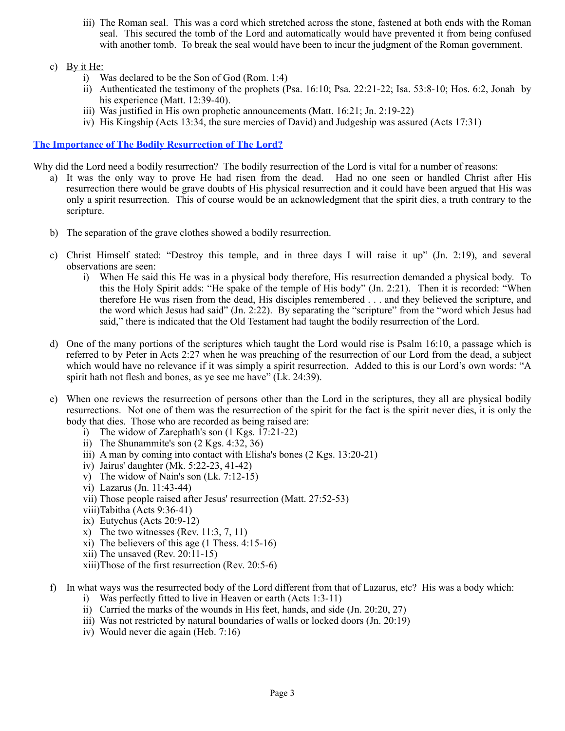iii) The Roman seal. This was a cord which stretched across the stone, fastened at both ends with the Roman seal. This secured the tomb of the Lord and automatically would have prevented it from being confused with another tomb. To break the seal would have been to incur the judgment of the Roman government.

c) <u>By it He:</u>
   - i) Was declared to be the Son of God (Rom. 1:4)
   - ii) Authenticated the testimony of the prophets (Psa. 16:10; Psa. 22:21-22; Isa. 53:8-10; Hos. 6:2, Jonah by his experience (Matt. 12:39-40).
   - iii) Was justified in His own prophetic announcements (Matt. 16:21; Jn. 2:19-22)
   - iv) His Kingship (Acts 13:34, the sure mercies of David) and Judgeship was assured (Acts 17:31)

## The Importance of The Bodily Resurrection of The Lord?

Why did the Lord need a bodily resurrection? The bodily resurrection of the Lord is vital for a number of reasons:

a) It was the only way to prove He had risen from the dead. Had no one seen or handled Christ after His resurrection there would be grave doubts of His physical resurrection and it could have been argued that His was only a spirit resurrection. This of course would be an acknowledgment that the spirit dies, a truth contrary to the scripture.

b) The separation of the grave clothes showed a bodily resurrection.

c) Christ Himself stated: "Destroy this temple, and in three days I will raise it up" (Jn. 2:19), and several observations are seen:
   - i) When He said this He was in a physical body therefore, His resurrection demanded a physical body. To this the Holy Spirit adds: "He spake of the temple of His body" (Jn. 2:21). Then it is recorded: "When therefore He was risen from the dead, His disciples remembered . . . and they believed the scripture, and the word which Jesus had said" (Jn. 2:22). By separating the "scripture" from the "word which Jesus had said," there is indicated that the Old Testament had taught the bodily resurrection of the Lord.

d) One of the many portions of the scriptures which taught the Lord would rise is Psalm 16:10, a passage which is referred to by Peter in Acts 2:27 when he was preaching of the resurrection of our Lord from the dead, a subject which would have no relevance if it was simply a spirit resurrection. Added to this is our Lord's own words: "A spirit hath not flesh and bones, as ye see me have" (Lk. 24:39).

e) When one reviews the resurrection of persons other than the Lord in the scriptures, they all are physical bodily resurrections. Not one of them was the resurrection of the spirit for the fact is the spirit never dies, it is only the body that dies. Those who are recorded as being raised are:
   - i) The widow of Zarephath's son (1 Kgs. 17:21-22)
   - ii) The Shunammite's son (2 Kgs. 4:32, 36)
   - iii) A man by coming into contact with Elisha's bones (2 Kgs. 13:20-21)
   - iv) Jairus' daughter (Mk. 5:22-23, 41-42)
   - v) The widow of Nain's son (Lk. 7:12-15)
   - vi) Lazarus (Jn. 11:43-44)
   - vii) Those people raised after Jesus' resurrection (Matt. 27:52-53)
   - viii) Tabitha (Acts 9:36-41)
   - ix) Eutychus (Acts 20:9-12)
   - x) The two witnesses (Rev. 11:3, 7, 11)
   - xi) The believers of this age (1 Thess. 4:15-16)
   - xii) The unsaved (Rev. 20:11-15)
   - xiii) Those of the first resurrection (Rev. 20:5-6)

f) In what ways was the resurrected body of the Lord different from that of Lazarus, etc? His was a body which:
   - i) Was perfectly fitted to live in Heaven or earth (Acts 1:3-11)
   - ii) Carried the marks of the wounds in His feet, hands, and side (Jn. 20:20, 27)
   - iii) Was not restricted by natural boundaries of walls or locked doors (Jn. 20:19)
   - iv) Would never die again (Heb. 7:16)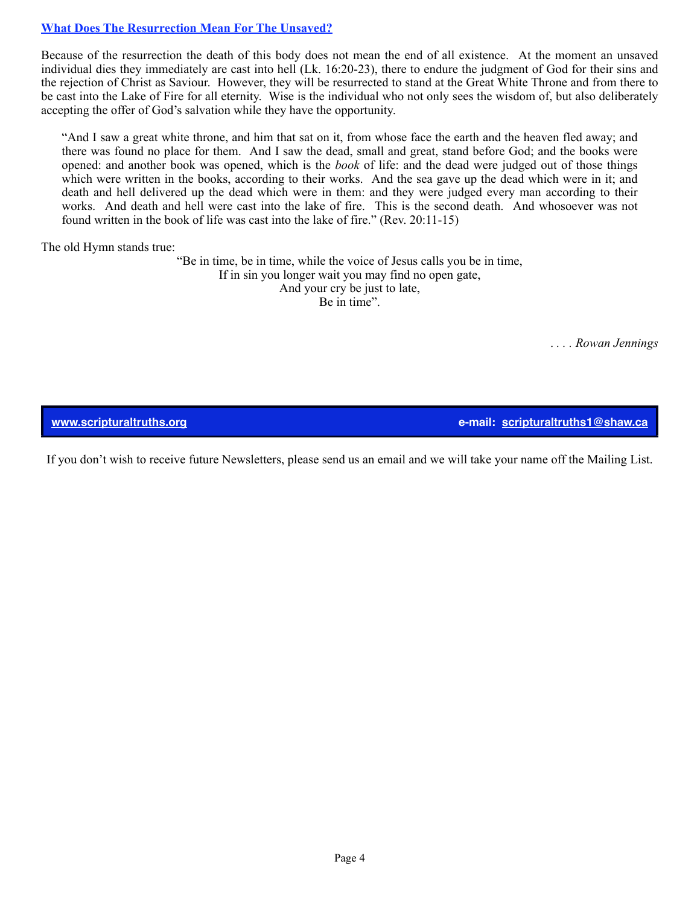## **What Does The Resurrection Mean For The Unsaved?**

Because of the resurrection the death of this body does not mean the end of all existence. At the moment an unsaved individual dies they immediately are cast into hell (Lk. 16:20-23), there to endure the judgment of God for their sins and the rejection of Christ as Saviour. However, they will be resurrected to stand at the Great White Throne and from there to be cast into the Lake of Fire for all eternity. Wise is the individual who not only sees the wisdom of, but also deliberately accepting the offer of God's salvation while they have the opportunity.

> "And I saw a great white throne, and him that sat on it, from whose face the earth and the heaven fled away; and there was found no place for them. And I saw the dead, small and great, stand before God; and the books were opened: and another book was opened, which is the *book* of life: and the dead were judged out of those things which were written in the books, according to their works. And the sea gave up the dead which were in it; and death and hell delivered up the dead which were in them: and they were judged every man according to their works. And death and hell were cast into the lake of fire. This is the second death. And whosoever was not found written in the book of life was cast into the lake of fire." (Rev. 20:11-15)

The old Hymn stands true:

"Be in time, be in time, while the voice of Jesus calls you be in time,
If in sin you longer wait you may find no open gate,
And your cry be just to late,
Be in time".

. . . . *Rowan Jennings*

**www.scripturaltruths.org** **e-mail: scripturaltruths1@shaw.ca**

If you don't wish to receive future Newsletters, please send us an email and we will take your name off the Mailing List.